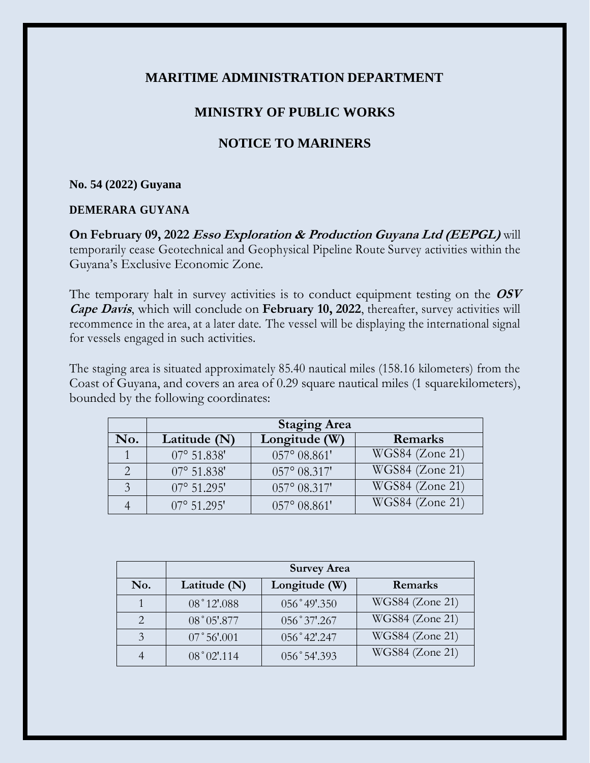# MARITIME ADMINISTRATION DEPARTMENT

## MINISTRY OF PUBLIC WORKS

## NOTICE TO MARINERS

**No. 54 (2022) Guyana**

**DEMERARA GUYANA**

**On February 09, 2022 *Esso Exploration & Production Guyana Ltd (EEPGL)*** will temporarily cease Geotechnical and Geophysical Pipeline Route Survey activities within the Guyana's Exclusive Economic Zone.

The temporary halt in survey activities is to conduct equipment testing on the ***OSV Cape Davis***, which will conclude on **February 10, 2022**, thereafter, survey activities will recommence in the area, at a later date. The vessel will be displaying the international signal for vessels engaged in such activities.

The staging area is situated approximately 85.40 nautical miles (158.16 kilometers) from the Coast of Guyana, and covers an area of 0.29 square nautical miles (1 squarekilometers), bounded by the following coordinates:

| | **Staging Area** | | |
|---|---|---|---|
| **No.** | **Latitude (N)** | **Longitude (W)** | **Remarks** |
| 1 | 07° 51.838' | 057° 08.861' | WGS84 (Zone 21) |
| 2 | 07° 51.838' | 057° 08.317' | WGS84 (Zone 21) |
| 3 | 07° 51.295' | 057° 08.317' | WGS84 (Zone 21) |
| 4 | 07° 51.295' | 057° 08.861' | WGS84 (Zone 21) |

| | **Survey Area** | | |
|---|---|---|---|
| **No.** | **Latitude (N)** | **Longitude (W)** | **Remarks** |
| 1 | 08˚12'.088 | 056˚49'.350 | WGS84 (Zone 21) |
| 2 | 08˚05'.877 | 056˚37'.267 | WGS84 (Zone 21) |
| 3 | 07˚56'.001 | 056˚42'.247 | WGS84 (Zone 21) |
| 4 | 08˚02'.114 | 056˚54'.393 | WGS84 (Zone 21) |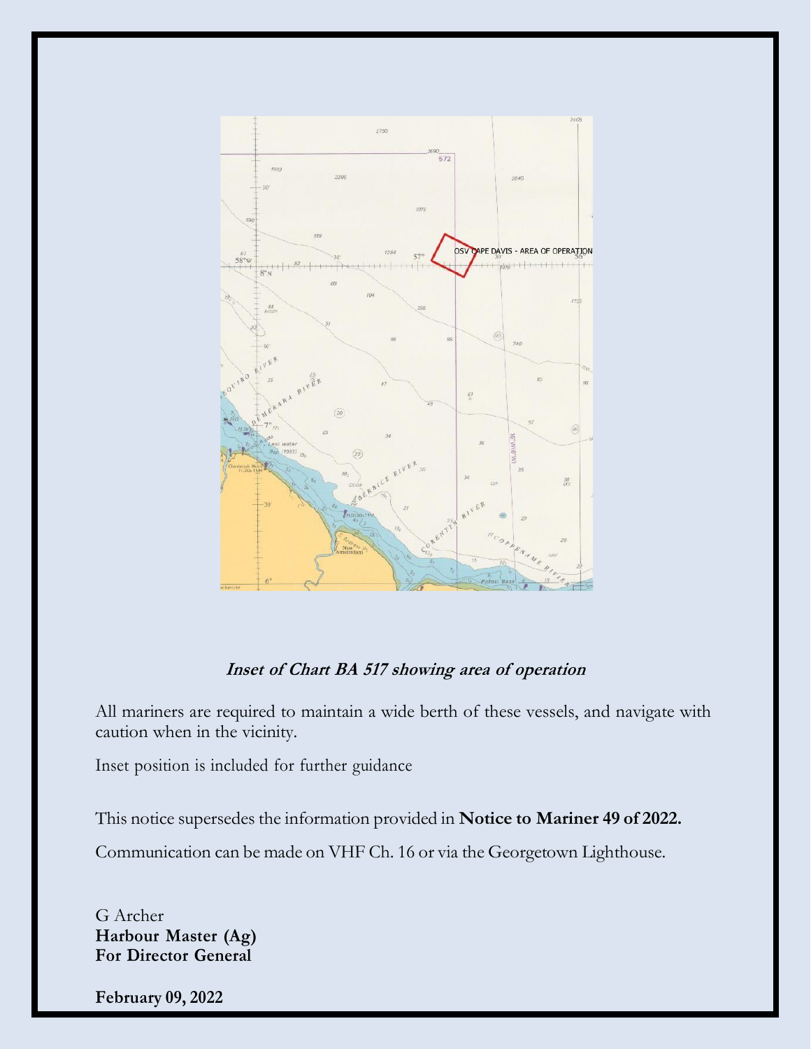*Inset of Chart BA 517 showing area of operation*

All mariners are required to maintain a wide berth of these vessels, and navigate with caution when in the vicinity.

Inset position is included for further guidance

This notice supersedes the information provided in **Notice to Mariner 49 of 2022.**

Communication can be made on VHF Ch. 16 or via the Georgetown Lighthouse.

G Archer
**Harbour Master (Ag)**
**For Director General**

**February 09, 2022**